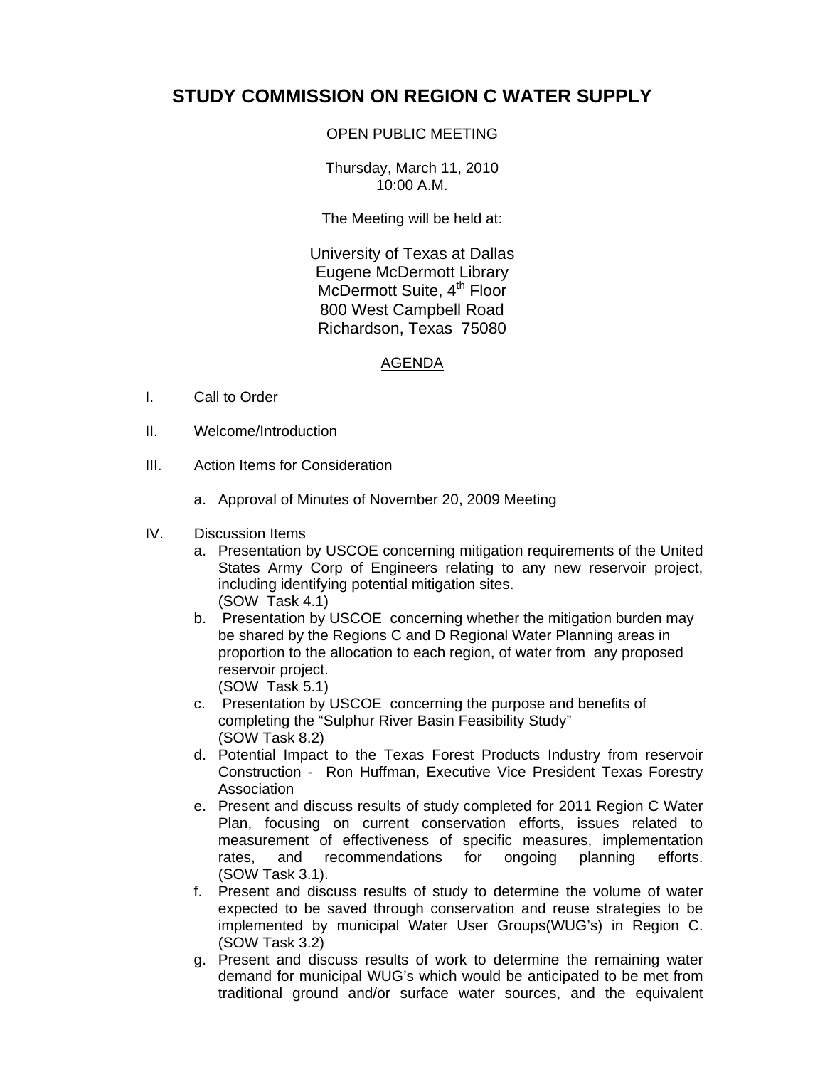# STUDY COMMISSION ON REGION C WATER SUPPLY

OPEN PUBLIC MEETING

Thursday, March 11, 2010
10:00 A.M.

The Meeting will be held at:

University of Texas at Dallas
Eugene McDermott Library
McDermott Suite, 4th Floor
800 West Campbell Road
Richardson, Texas 75080

AGENDA

I. Call to Order

II. Welcome/Introduction

III. Action Items for Consideration

   a. Approval of Minutes of November 20, 2009 Meeting

IV. Discussion Items

   a. Presentation by USCOE concerning mitigation requirements of the United States Army Corp of Engineers relating to any new reservoir project, including identifying potential mitigation sites. (SOW Task 4.1)
   b. Presentation by USCOE concerning whether the mitigation burden may be shared by the Regions C and D Regional Water Planning areas in proportion to the allocation to each region, of water from any proposed reservoir project. (SOW Task 5.1)
   c. Presentation by USCOE concerning the purpose and benefits of completing the "Sulphur River Basin Feasibility Study" (SOW Task 8.2)
   d. Potential Impact to the Texas Forest Products Industry from reservoir Construction - Ron Huffman, Executive Vice President Texas Forestry Association
   e. Present and discuss results of study completed for 2011 Region C Water Plan, focusing on current conservation efforts, issues related to measurement of effectiveness of specific measures, implementation rates, and recommendations for ongoing planning efforts. (SOW Task 3.1).
   f. Present and discuss results of study to determine the volume of water expected to be saved through conservation and reuse strategies to be implemented by municipal Water User Groups(WUG's) in Region C. (SOW Task 3.2)
   g. Present and discuss results of work to determine the remaining water demand for municipal WUG's which would be anticipated to be met from traditional ground and/or surface water sources, and the equivalent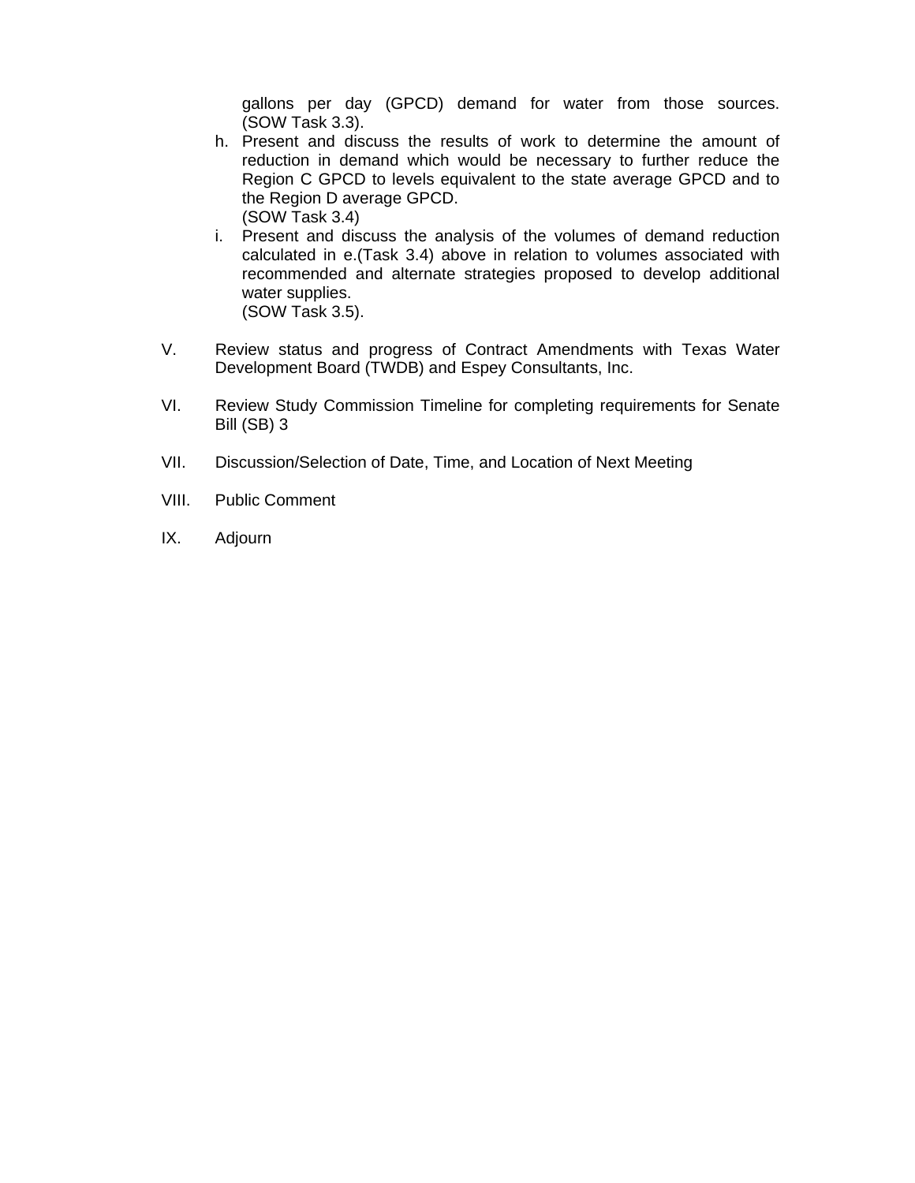gallons per day (GPCD) demand for water from those sources. (SOW Task 3.3).

h. Present and discuss the results of work to determine the amount of reduction in demand which would be necessary to further reduce the Region C GPCD to levels equivalent to the state average GPCD and to the Region D average GPCD.
(SOW Task 3.4)

i. Present and discuss the analysis of the volumes of demand reduction calculated in e.(Task 3.4) above in relation to volumes associated with recommended and alternate strategies proposed to develop additional water supplies.
(SOW Task 3.5).

V. Review status and progress of Contract Amendments with Texas Water Development Board (TWDB) and Espey Consultants, Inc.

VI. Review Study Commission Timeline for completing requirements for Senate Bill (SB) 3

VII. Discussion/Selection of Date, Time, and Location of Next Meeting

VIII. Public Comment

IX. Adjourn